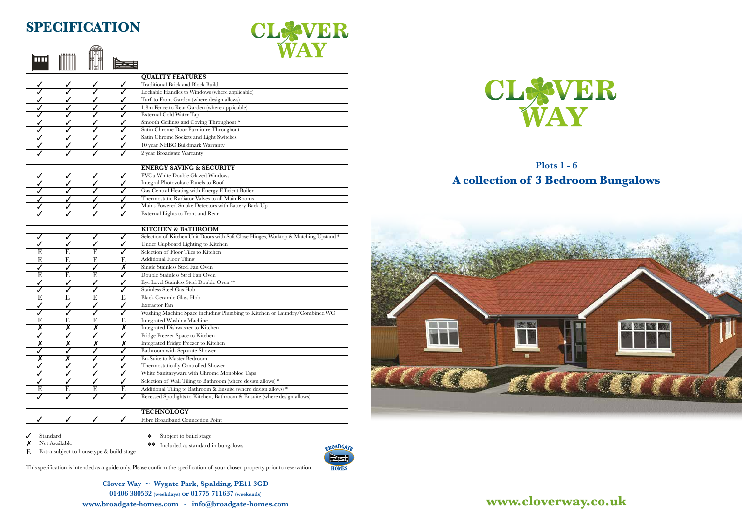# SPECIFICATION

CLOVER WAY

| | | | | QUALITY FEATURES |
|---|---|---|---|---|
| ✓ | ✓ | ✓ | ✓ | Traditional Brick and Block Build |
| ✓ | ✓ | ✓ | ✓ | Lockable Handles to Windows (where applicable) |
| ✓ | ✓ | ✓ | ✓ | Turf to Front Garden (where design allows) |
| ✓ | ✓ | ✓ | ✓ | 1.8m Fence to Rear Garden (where applicable) |
| ✓ | ✓ | ✓ | ✓ | External Cold Water Tap |
| ✓ | ✓ | ✓ | ✓ | Smooth Ceilings and Coving Throughout * |
| ✓ | ✓ | ✓ | ✓ | Satin Chrome Door Furniture Throughout |
| ✓ | ✓ | ✓ | ✓ | Satin Chrome Sockets and Light Switches |
| ✓ | ✓ | ✓ | ✓ | 10 year NHBC Buildmark Warranty |
| ✓ | ✓ | ✓ | ✓ | 2 year Broadgate Warranty |
| | | | | **ENERGY SAVING & SECURITY** |
| ✓ | ✓ | ✓ | ✓ | PVCu White Double Glazed Windows |
| ✓ | ✓ | ✓ | ✓ | Integral Photovoltaic Panels to Roof |
| ✓ | ✓ | ✓ | ✓ | Gas Central Heating with Energy Efficient Boiler |
| ✓ | ✓ | ✓ | ✓ | Thermostatic Radiator Valves to all Main Rooms |
| ✓ | ✓ | ✓ | ✓ | Mains Powered Smoke Detectors with Battery Back Up |
| ✓ | ✓ | ✓ | ✓ | External Lights to Front and Rear |
| | | | | **KITCHEN & BATHROOM** |
| ✓ | ✓ | ✓ | ✓ | Selection of Kitchen Unit Doors with Soft Close Hinges, Worktop & Matching Upstand * |
| ✓ | ✓ | ✓ | ✓ | Under Cupboard Lighting to Kitchen |
| E | E | E | ✓ | Selection of Floor Tiles to Kitchen |
| E | E | E | E | Additional Floor Tiling |
| ✓ | ✓ | ✓ | ✗ | Single Stainless Steel Fan Oven |
| E | E | E | ✓ | Double Stainless Steel Fan Oven |
| ✓ | ✓ | ✓ | ✓ | Eye Level Stainless Steel Double Oven ** |
| ✓ | ✓ | ✓ | ✓ | Stainless Steel Gas Hob |
| E | E | E | E | Black Ceramic Glass Hob |
| ✓ | ✓ | ✓ | ✓ | Extractor Fan |
| ✓ | ✓ | ✓ | ✓ | Washing Machine Space including Plumbing to Kitchen or Laundry/Combined WC |
| E | E | E | E | Integrated Washing Machine |
| ✗ | ✗ | ✗ | ✗ | Integrated Dishwasher to Kitchen |
| ✓ | ✓ | ✓ | ✓ | Fridge Freezer Space to Kitchen |
| ✗ | ✗ | ✗ | ✗ | Integrated Fridge Freezer to Kitchen |
| ✓ | ✓ | ✓ | ✓ | Bathroom with Separate Shower |
| ✗ | ✗ | ✓ | ✓ | En-Suite to Master Bedroom |
| ✓ | ✓ | ✓ | ✓ | Thermostatically Controlled Shower |
| ✓ | ✓ | ✓ | ✓ | White Sanitaryware with Chrome Monobloc Taps |
| ✓ | ✓ | ✓ | ✓ | Selection of Wall Tiling to Bathroom (where design allows) * |
| E | E | E | E | Additional Tiling to Bathroom & Ensuite (where design allows) * |
| ✓ | ✓ | ✓ | ✓ | Recessed Spotlights to Kitchen, Bathroom & Ensuite (where design allows) |
| | | | | **TECHNOLOGY** |
| ✓ | ✓ | ✓ | ✓ | Fibre Broadband Connection Point |

✓ Standard
✗ Not Available
E Extra subject to housetype & build stage

\* Subject to build stage
\** Included as standard in bungalows

This specification is intended as a guide only. Please confirm the specification of your chosen property prior to reservation.

BROADGATE HOMES

**Clover Way ~ Wygate Park, Spalding, PE11 3GD**
**01406 380532 (weekdays) or 01775 711637 (weekends)**
**www.broadgate-homes.com - info@broadgate-homes.com**

CLOVER WAY

## Plots 1 - 6
## A collection of 3 Bedroom Bungalows

**www.cloverway.co.uk**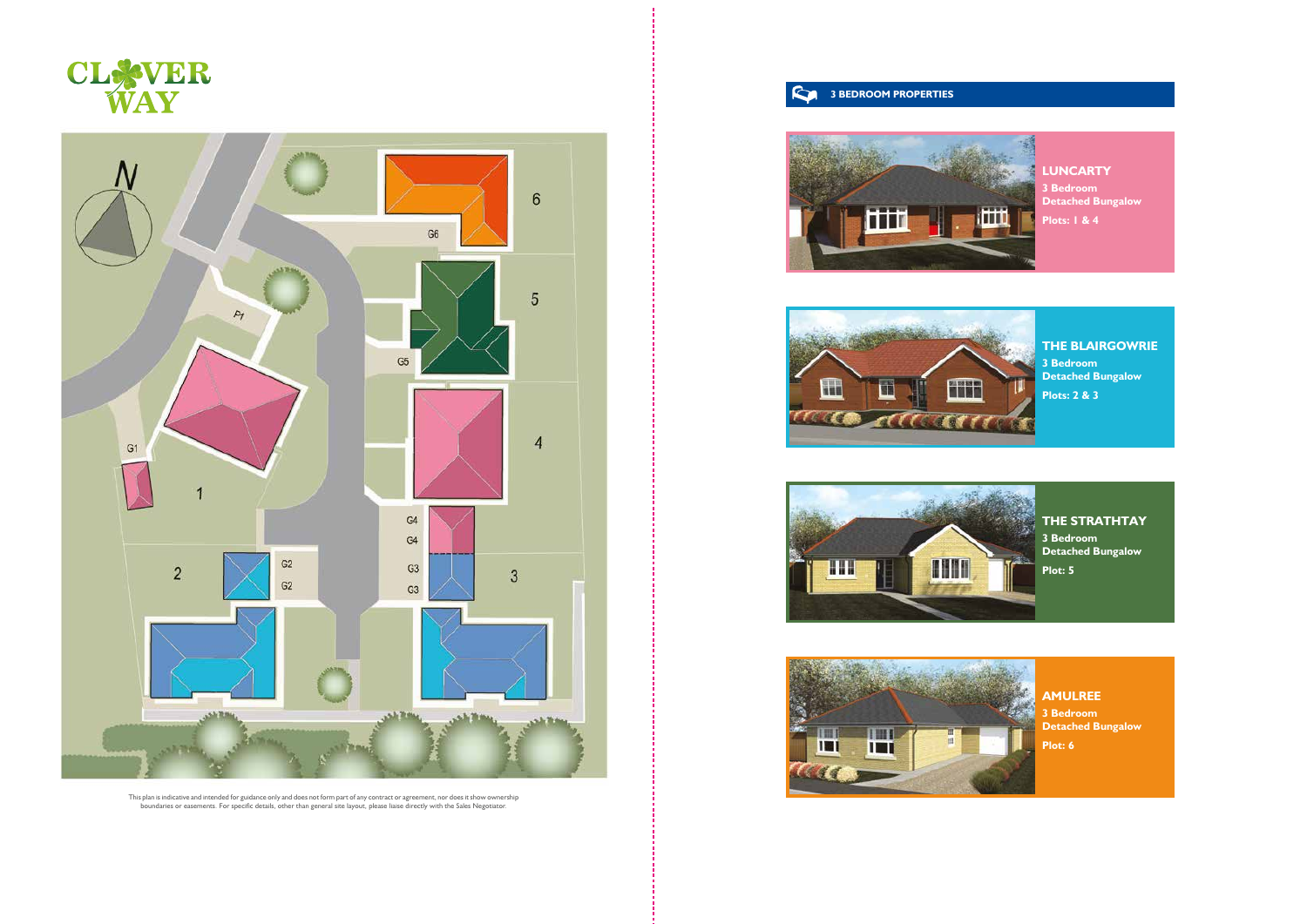# CLOVER WAY

This plan is indicative and intended for guidance only and does not form part of any contract or agreement, nor does it show ownership boundaries or easements. For specific details, other than general site layout, please liaise directly with the Sales Negotiator.

## 3 BEDROOM PROPERTIES

### LUNCARTY
**3 Bedroom**
**Detached Bungalow**
**Plots: 1 & 4**

### THE BLAIRGOWRIE
**3 Bedroom**
**Detached Bungalow**
**Plots: 2 & 3**

### THE STRATHTAY
**3 Bedroom**
**Detached Bungalow**
**Plot: 5**

### AMULREE
**3 Bedroom**
**Detached Bungalow**
**Plot: 6**